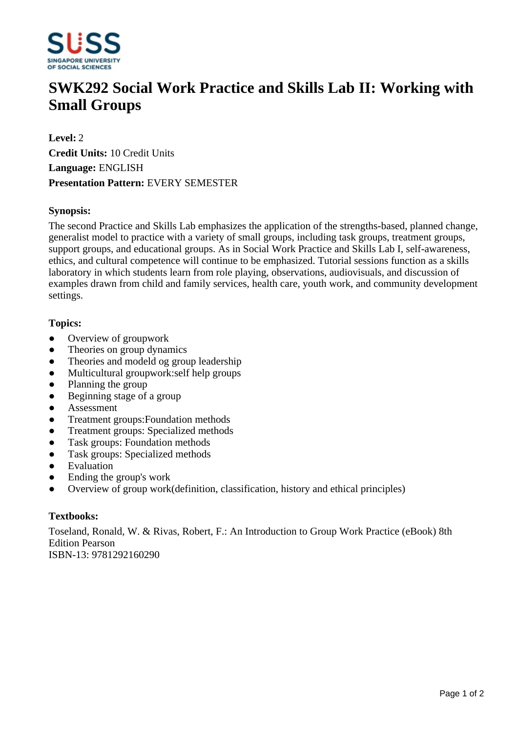# SWK292 Social Work Practice and Skills Lab II: Working with Small Groups

**Level:** 2
**Credit Units:** 10 Credit Units
**Language:** ENGLISH
**Presentation Pattern:** EVERY SEMESTER

### Synopsis:

The second Practice and Skills Lab emphasizes the application of the strengths-based, planned change, generalist model to practice with a variety of small groups, including task groups, treatment groups, support groups, and educational groups. As in Social Work Practice and Skills Lab I, self-awareness, ethics, and cultural competence will continue to be emphasized. Tutorial sessions function as a skills laboratory in which students learn from role playing, observations, audiovisuals, and discussion of examples drawn from child and family services, health care, youth work, and community development settings.

### Topics:

- Overview of groupwork
- Theories on group dynamics
- Theories and modeld og group leadership
- Multicultural groupwork:self help groups
- Planning the group
- Beginning stage of a group
- Assessment
- Treatment groups:Foundation methods
- Treatment groups: Specialized methods
- Task groups: Foundation methods
- Task groups: Specialized methods
- Evaluation
- Ending the group's work
- Overview of group work(definition, classification, history and ethical principles)

### Textbooks:

Toseland, Ronald, W. & Rivas, Robert, F.: An Introduction to Group Work Practice (eBook) 8th Edition Pearson
ISBN-13: 9781292160290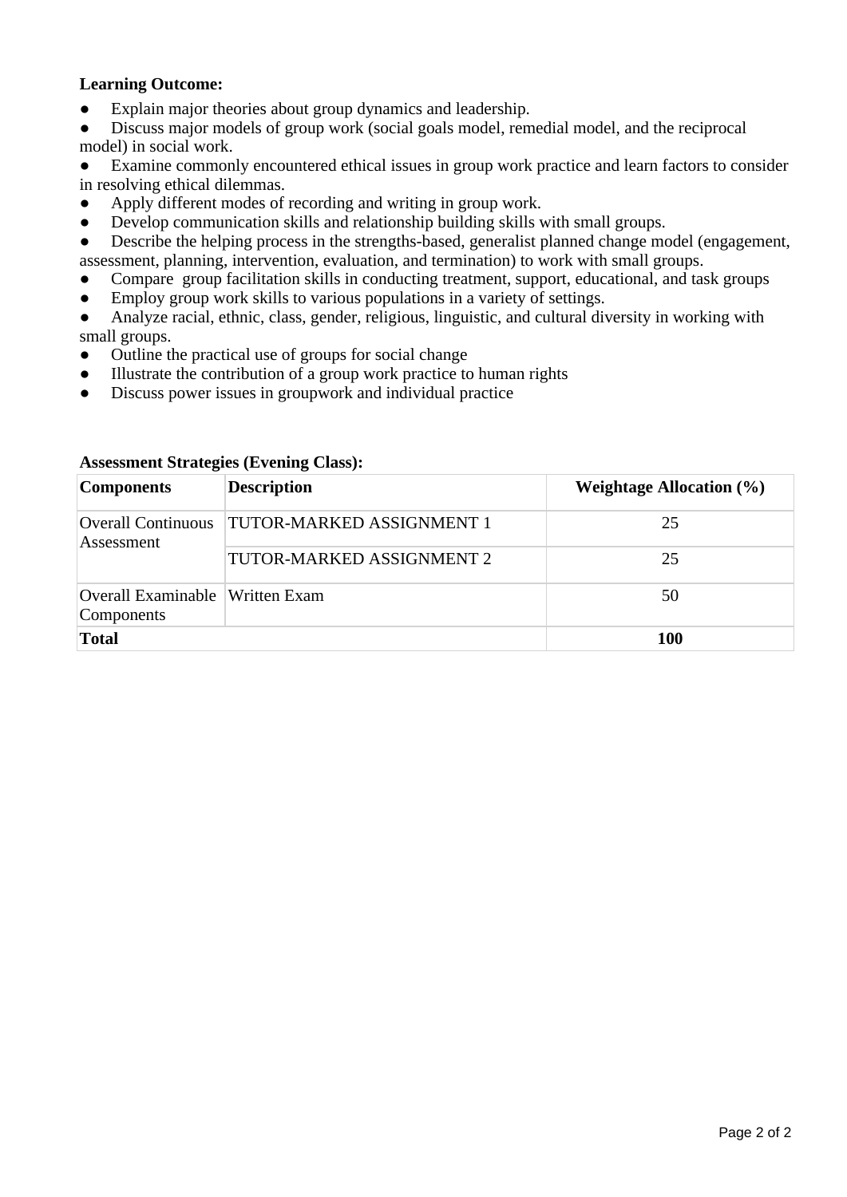**Learning Outcome:**

- Explain major theories about group dynamics and leadership.
- Discuss major models of group work (social goals model, remedial model, and the reciprocal model) in social work.
- Examine commonly encountered ethical issues in group work practice and learn factors to consider in resolving ethical dilemmas.
- Apply different modes of recording and writing in group work.
- Develop communication skills and relationship building skills with small groups.
- Describe the helping process in the strengths-based, generalist planned change model (engagement, assessment, planning, intervention, evaluation, and termination) to work with small groups.
- Compare group facilitation skills in conducting treatment, support, educational, and task groups
- Employ group work skills to various populations in a variety of settings.
- Analyze racial, ethnic, class, gender, religious, linguistic, and cultural diversity in working with small groups.
- Outline the practical use of groups for social change
- Illustrate the contribution of a group work practice to human rights
- Discuss power issues in groupwork and individual practice

**Assessment Strategies (Evening Class):**

| Components | Description | Weightage Allocation (%) |
|---|---|---|
| Overall Continuous Assessment | TUTOR-MARKED ASSIGNMENT 1 | 25 |
| | TUTOR-MARKED ASSIGNMENT 2 | 25 |
| Overall Examinable Components | Written Exam | 50 |
| **Total** | | **100** |